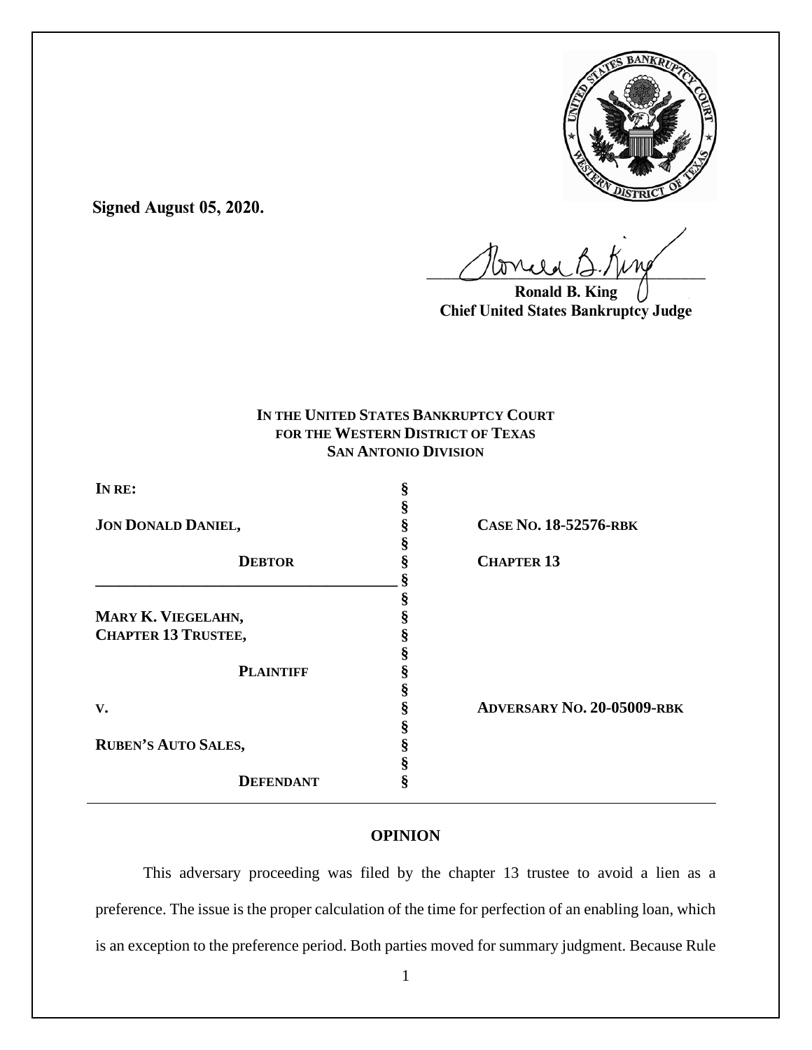**Signed August 05, 2020.**

Ronald B. King
Chief United States Bankruptcy Judge

**IN THE UNITED STATES BANKRUPTCY COURT**
**FOR THE WESTERN DISTRICT OF TEXAS**
**SAN ANTONIO DIVISION**

| | | |
|---|---|---|
| **IN RE:** | § | |
| | § | |
| **JON DONALD DANIEL,** | § | **CASE NO. 18-52576-RBK** |
| | § | |
| **DEBTOR** | § | **CHAPTER 13** |
| | § | |
| | § | |
| **MARY K. VIEGELAHN,** | § | |
| **CHAPTER 13 TRUSTEE,** | § | |
| | § | |
| **PLAINTIFF** | § | |
| | § | |
| **V.** | § | **ADVERSARY NO. 20-05009-RBK** |
| | § | |
| **RUBEN'S AUTO SALES,** | § | |
| | § | |
| **DEFENDANT** | § | |

## OPINION

This adversary proceeding was filed by the chapter 13 trustee to avoid a lien as a preference. The issue is the proper calculation of the time for perfection of an enabling loan, which is an exception to the preference period. Both parties moved for summary judgment. Because Rule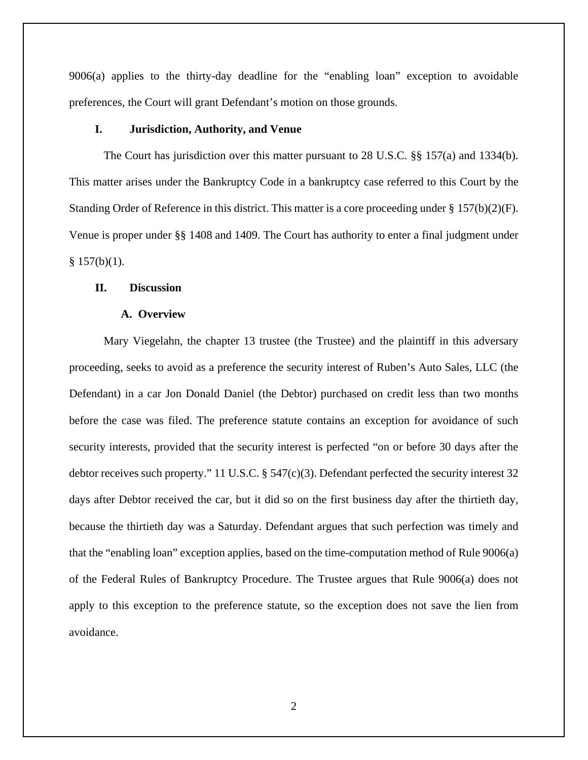9006(a) applies to the thirty-day deadline for the "enabling loan" exception to avoidable preferences, the Court will grant Defendant's motion on those grounds.

## I. Jurisdiction, Authority, and Venue

The Court has jurisdiction over this matter pursuant to 28 U.S.C. §§ 157(a) and 1334(b). This matter arises under the Bankruptcy Code in a bankruptcy case referred to this Court by the Standing Order of Reference in this district. This matter is a core proceeding under § 157(b)(2)(F). Venue is proper under §§ 1408 and 1409. The Court has authority to enter a final judgment under § 157(b)(1).

## II. Discussion

### A. Overview

Mary Viegelahn, the chapter 13 trustee (the Trustee) and the plaintiff in this adversary proceeding, seeks to avoid as a preference the security interest of Ruben's Auto Sales, LLC (the Defendant) in a car Jon Donald Daniel (the Debtor) purchased on credit less than two months before the case was filed. The preference statute contains an exception for avoidance of such security interests, provided that the security interest is perfected "on or before 30 days after the debtor receives such property." 11 U.S.C. § 547(c)(3). Defendant perfected the security interest 32 days after Debtor received the car, but it did so on the first business day after the thirtieth day, because the thirtieth day was a Saturday. Defendant argues that such perfection was timely and that the "enabling loan" exception applies, based on the time-computation method of Rule 9006(a) of the Federal Rules of Bankruptcy Procedure. The Trustee argues that Rule 9006(a) does not apply to this exception to the preference statute, so the exception does not save the lien from avoidance.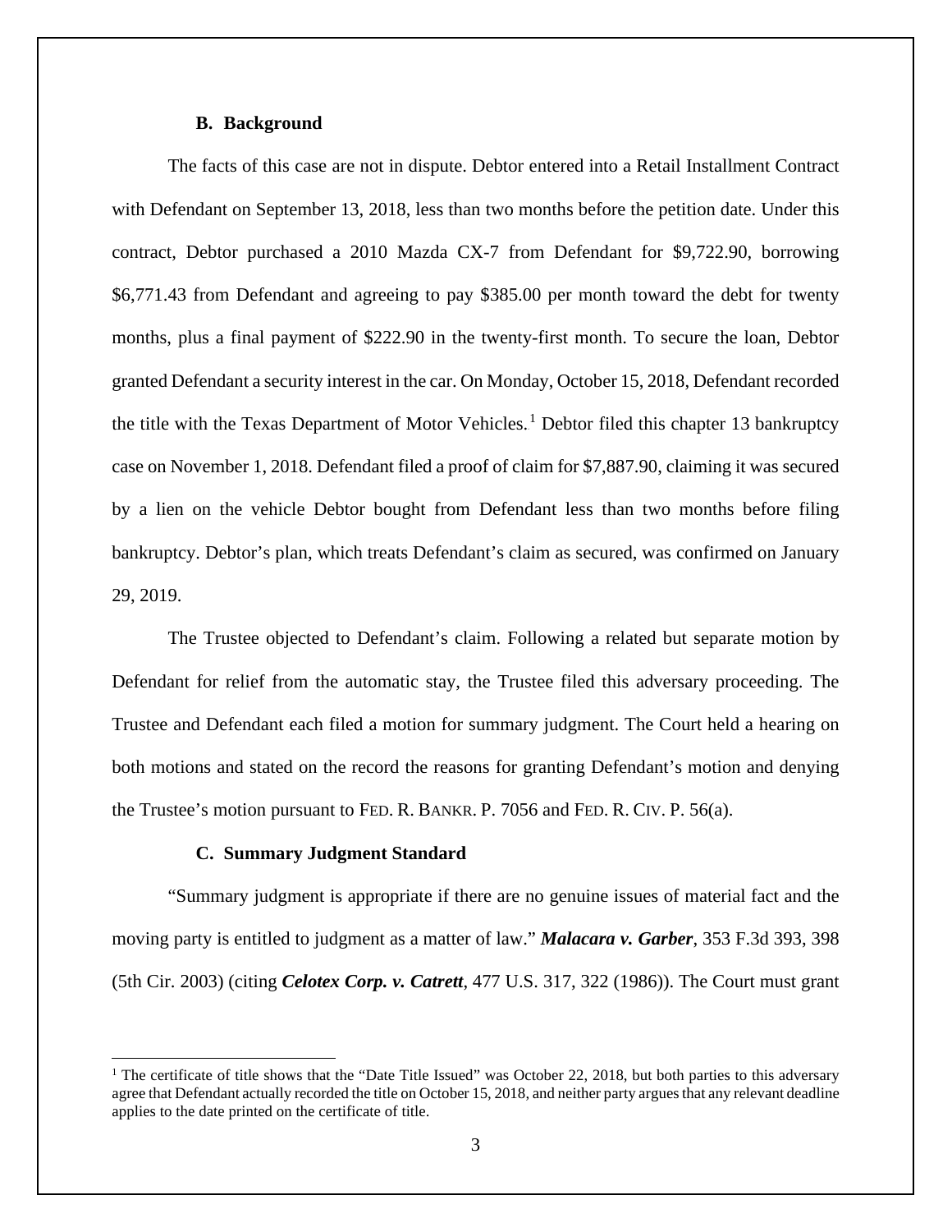### B. Background

The facts of this case are not in dispute. Debtor entered into a Retail Installment Contract with Defendant on September 13, 2018, less than two months before the petition date. Under this contract, Debtor purchased a 2010 Mazda CX-7 from Defendant for $9,722.90, borrowing $6,771.43 from Defendant and agreeing to pay $385.00 per month toward the debt for twenty months, plus a final payment of $222.90 in the twenty-first month. To secure the loan, Debtor granted Defendant a security interest in the car. On Monday, October 15, 2018, Defendant recorded the title with the Texas Department of Motor Vehicles.[1] Debtor filed this chapter 13 bankruptcy case on November 1, 2018. Defendant filed a proof of claim for $7,887.90, claiming it was secured by a lien on the vehicle Debtor bought from Defendant less than two months before filing bankruptcy. Debtor's plan, which treats Defendant's claim as secured, was confirmed on January 29, 2019.

The Trustee objected to Defendant's claim. Following a related but separate motion by Defendant for relief from the automatic stay, the Trustee filed this adversary proceeding. The Trustee and Defendant each filed a motion for summary judgment. The Court held a hearing on both motions and stated on the record the reasons for granting Defendant's motion and denying the Trustee's motion pursuant to FED. R. BANKR. P. 7056 and FED. R. CIV. P. 56(a).

### C. Summary Judgment Standard

"Summary judgment is appropriate if there are no genuine issues of material fact and the moving party is entitled to judgment as a matter of law." ***Malacara v. Garber***, 353 F.3d 393, 398 (5th Cir. 2003) (citing ***Celotex Corp. v. Catrett***, 477 U.S. 317, 322 (1986)). The Court must grant

---

[1] The certificate of title shows that the "Date Title Issued" was October 22, 2018, but both parties to this adversary agree that Defendant actually recorded the title on October 15, 2018, and neither party argues that any relevant deadline applies to the date printed on the certificate of title.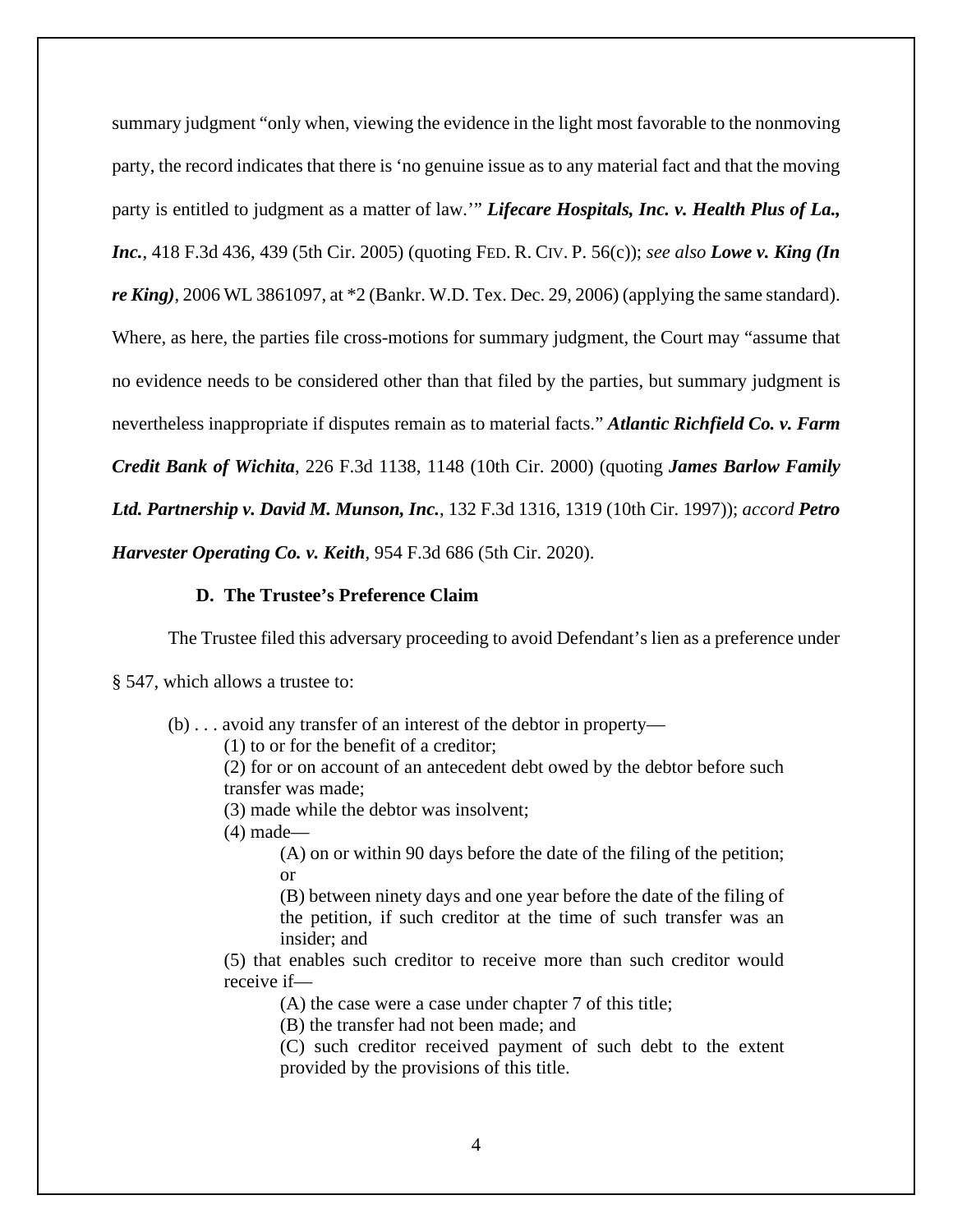summary judgment "only when, viewing the evidence in the light most favorable to the nonmoving party, the record indicates that there is 'no genuine issue as to any material fact and that the moving party is entitled to judgment as a matter of law.'" ***Lifecare Hospitals, Inc. v. Health Plus of La., Inc.***, 418 F.3d 436, 439 (5th Cir. 2005) (quoting FED. R. CIV. P. 56(c)); *see also* ***Lowe v. King (In re King)***, 2006 WL 3861097, at *2 (Bankr. W.D. Tex. Dec. 29, 2006) (applying the same standard). Where, as here, the parties file cross-motions for summary judgment, the Court may "assume that no evidence needs to be considered other than that filed by the parties, but summary judgment is nevertheless inappropriate if disputes remain as to material facts." ***Atlantic Richfield Co. v. Farm Credit Bank of Wichita***, 226 F.3d 1138, 1148 (10th Cir. 2000) (quoting ***James Barlow Family Ltd. Partnership v. David M. Munson, Inc.***, 132 F.3d 1316, 1319 (10th Cir. 1997)); *accord* ***Petro Harvester Operating Co. v. Keith***, 954 F.3d 686 (5th Cir. 2020).

### D. The Trustee's Preference Claim

The Trustee filed this adversary proceeding to avoid Defendant's lien as a preference under § 547, which allows a trustee to:

> (b) . . . avoid any transfer of an interest of the debtor in property—
>
> (1) to or for the benefit of a creditor;
>
> (2) for or on account of an antecedent debt owed by the debtor before such transfer was made;
>
> (3) made while the debtor was insolvent;
>
> (4) made—
>
> (A) on or within 90 days before the date of the filing of the petition; or
>
> (B) between ninety days and one year before the date of the filing of the petition, if such creditor at the time of such transfer was an insider; and
>
> (5) that enables such creditor to receive more than such creditor would receive if—
>
> (A) the case were a case under chapter 7 of this title;
>
> (B) the transfer had not been made; and
>
> (C) such creditor received payment of such debt to the extent provided by the provisions of this title.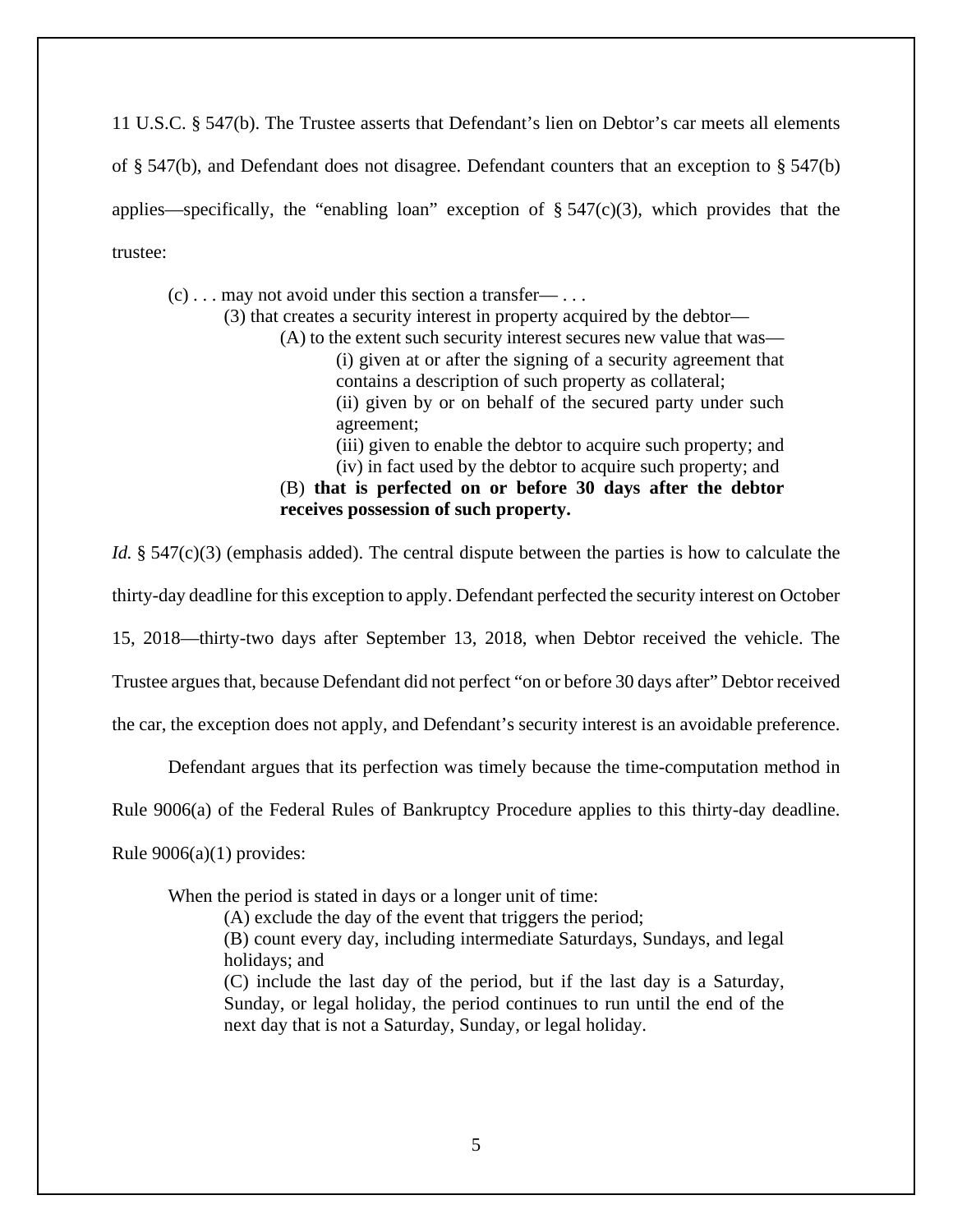11 U.S.C. § 547(b). The Trustee asserts that Defendant's lien on Debtor's car meets all elements of § 547(b), and Defendant does not disagree. Defendant counters that an exception to § 547(b) applies—specifically, the "enabling loan" exception of § 547(c)(3), which provides that the trustee:

> (c) . . . may not avoid under this section a transfer— . . .
>
> (3) that creates a security interest in property acquired by the debtor—
>
> (A) to the extent such security interest secures new value that was—
>
> (i) given at or after the signing of a security agreement that contains a description of such property as collateral;
>
> (ii) given by or on behalf of the secured party under such agreement;
>
> (iii) given to enable the debtor to acquire such property; and
>
> (iv) in fact used by the debtor to acquire such property; and
>
> (B) **that is perfected on or before 30 days after the debtor receives possession of such property.**

*Id.* § 547(c)(3) (emphasis added). The central dispute between the parties is how to calculate the thirty-day deadline for this exception to apply. Defendant perfected the security interest on October 15, 2018—thirty-two days after September 13, 2018, when Debtor received the vehicle. The Trustee argues that, because Defendant did not perfect "on or before 30 days after" Debtor received the car, the exception does not apply, and Defendant's security interest is an avoidable preference.

Defendant argues that its perfection was timely because the time-computation method in Rule 9006(a) of the Federal Rules of Bankruptcy Procedure applies to this thirty-day deadline. Rule 9006(a)(1) provides:

> When the period is stated in days or a longer unit of time:
>
> (A) exclude the day of the event that triggers the period;
>
> (B) count every day, including intermediate Saturdays, Sundays, and legal holidays; and
>
> (C) include the last day of the period, but if the last day is a Saturday, Sunday, or legal holiday, the period continues to run until the end of the next day that is not a Saturday, Sunday, or legal holiday.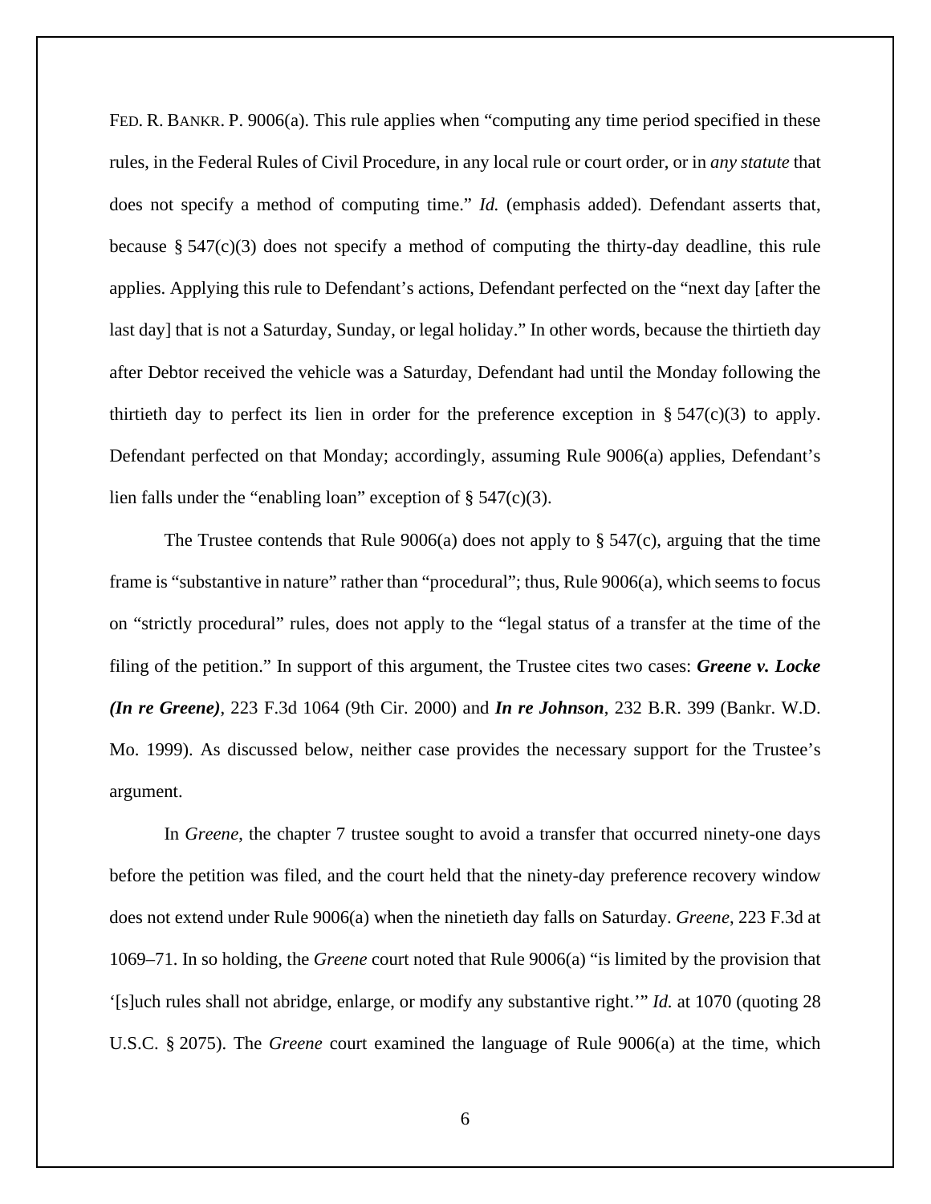FED. R. BANKR. P. 9006(a). This rule applies when "computing any time period specified in these rules, in the Federal Rules of Civil Procedure, in any local rule or court order, or in *any statute* that does not specify a method of computing time." *Id.* (emphasis added). Defendant asserts that, because § 547(c)(3) does not specify a method of computing the thirty-day deadline, this rule applies. Applying this rule to Defendant's actions, Defendant perfected on the "next day [after the last day] that is not a Saturday, Sunday, or legal holiday." In other words, because the thirtieth day after Debtor received the vehicle was a Saturday, Defendant had until the Monday following the thirtieth day to perfect its lien in order for the preference exception in § 547(c)(3) to apply. Defendant perfected on that Monday; accordingly, assuming Rule 9006(a) applies, Defendant's lien falls under the "enabling loan" exception of § 547(c)(3).

The Trustee contends that Rule 9006(a) does not apply to § 547(c), arguing that the time frame is "substantive in nature" rather than "procedural"; thus, Rule 9006(a), which seems to focus on "strictly procedural" rules, does not apply to the "legal status of a transfer at the time of the filing of the petition." In support of this argument, the Trustee cites two cases: ***Greene v. Locke (In re Greene)***, 223 F.3d 1064 (9th Cir. 2000) and ***In re Johnson***, 232 B.R. 399 (Bankr. W.D. Mo. 1999). As discussed below, neither case provides the necessary support for the Trustee's argument.

In *Greene*, the chapter 7 trustee sought to avoid a transfer that occurred ninety-one days before the petition was filed, and the court held that the ninety-day preference recovery window does not extend under Rule 9006(a) when the ninetieth day falls on Saturday. *Greene*, 223 F.3d at 1069–71. In so holding, the *Greene* court noted that Rule 9006(a) "is limited by the provision that '[s]uch rules shall not abridge, enlarge, or modify any substantive right.'" *Id.* at 1070 (quoting 28 U.S.C. § 2075). The *Greene* court examined the language of Rule 9006(a) at the time, which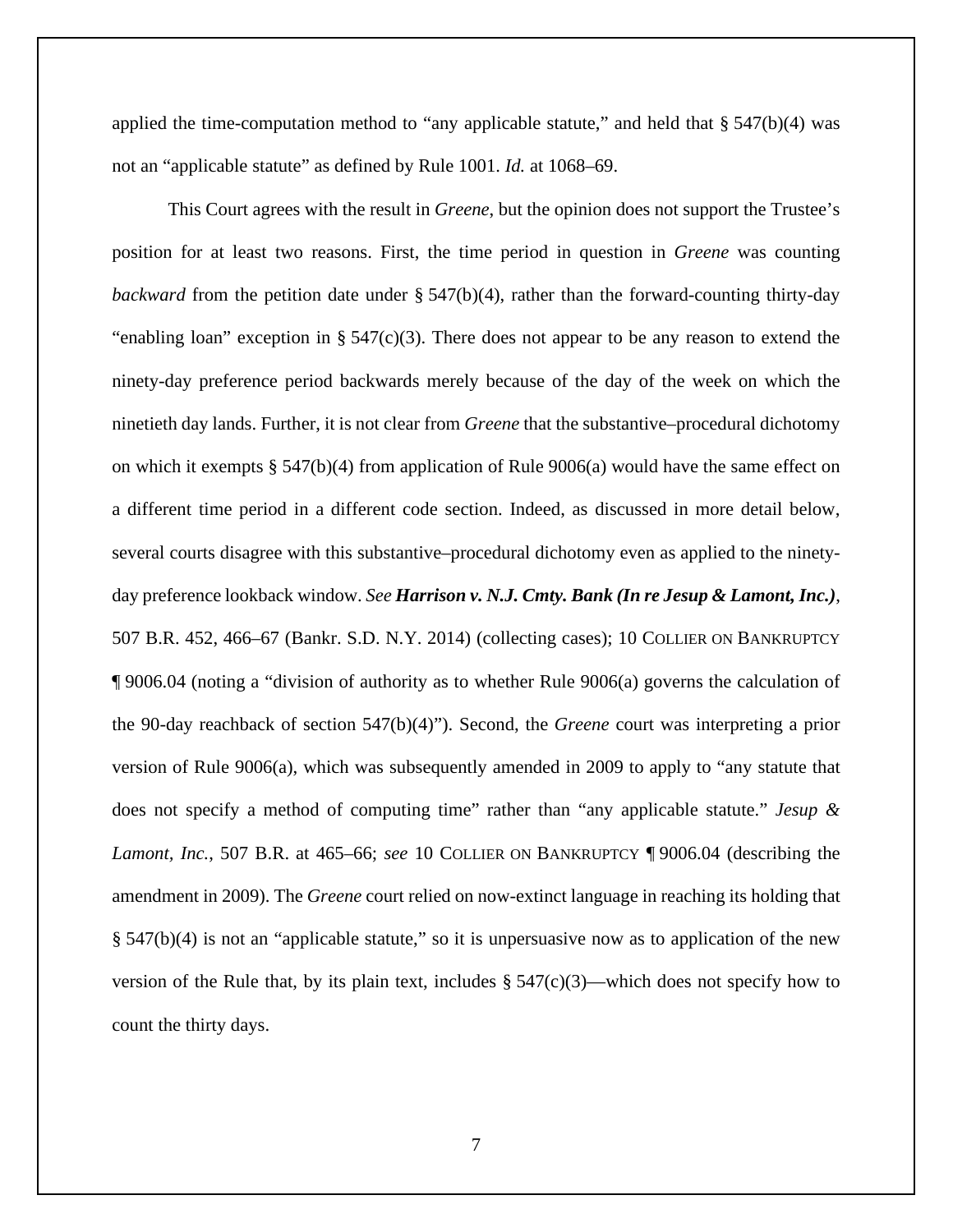applied the time-computation method to "any applicable statute," and held that § 547(b)(4) was not an "applicable statute" as defined by Rule 1001. *Id.* at 1068–69.

This Court agrees with the result in *Greene*, but the opinion does not support the Trustee's position for at least two reasons. First, the time period in question in *Greene* was counting *backward* from the petition date under § 547(b)(4), rather than the forward-counting thirty-day "enabling loan" exception in § 547(c)(3). There does not appear to be any reason to extend the ninety-day preference period backwards merely because of the day of the week on which the ninetieth day lands. Further, it is not clear from *Greene* that the substantive–procedural dichotomy on which it exempts § 547(b)(4) from application of Rule 9006(a) would have the same effect on a different time period in a different code section. Indeed, as discussed in more detail below, several courts disagree with this substantive–procedural dichotomy even as applied to the ninety-day preference lookback window. *See* ***Harrison v. N.J. Cmty. Bank (In re Jesup & Lamont, Inc.)***, 507 B.R. 452, 466–67 (Bankr. S.D. N.Y. 2014) (collecting cases); 10 COLLIER ON BANKRUPTCY ¶ 9006.04 (noting a "division of authority as to whether Rule 9006(a) governs the calculation of the 90-day reachback of section 547(b)(4)"). Second, the *Greene* court was interpreting a prior version of Rule 9006(a), which was subsequently amended in 2009 to apply to "any statute that does not specify a method of computing time" rather than "any applicable statute." *Jesup & Lamont, Inc.*, 507 B.R. at 465–66; *see* 10 COLLIER ON BANKRUPTCY ¶ 9006.04 (describing the amendment in 2009). The *Greene* court relied on now-extinct language in reaching its holding that § 547(b)(4) is not an "applicable statute," so it is unpersuasive now as to application of the new version of the Rule that, by its plain text, includes § 547(c)(3)—which does not specify how to count the thirty days.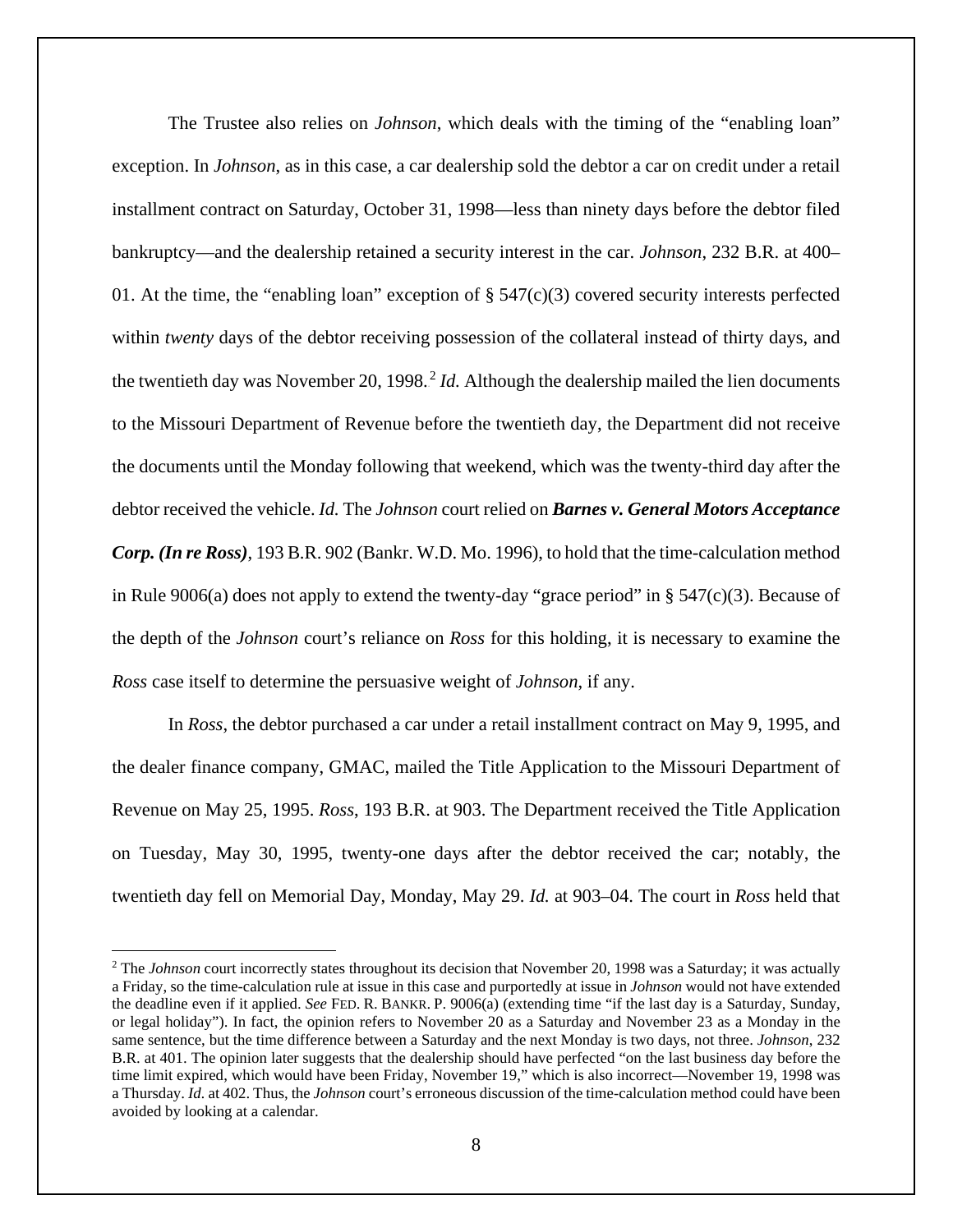The Trustee also relies on *Johnson*, which deals with the timing of the "enabling loan" exception. In *Johnson*, as in this case, a car dealership sold the debtor a car on credit under a retail installment contract on Saturday, October 31, 1998—less than ninety days before the debtor filed bankruptcy—and the dealership retained a security interest in the car. *Johnson*, 232 B.R. at 400–01. At the time, the "enabling loan" exception of § 547(c)(3) covered security interests perfected within *twenty* days of the debtor receiving possession of the collateral instead of thirty days, and the twentieth day was November 20, 1998.[2] *Id.* Although the dealership mailed the lien documents to the Missouri Department of Revenue before the twentieth day, the Department did not receive the documents until the Monday following that weekend, which was the twenty-third day after the debtor received the vehicle. *Id.* The *Johnson* court relied on ***Barnes v. General Motors Acceptance Corp. (In re Ross)***, 193 B.R. 902 (Bankr. W.D. Mo. 1996), to hold that the time-calculation method in Rule 9006(a) does not apply to extend the twenty-day "grace period" in § 547(c)(3). Because of the depth of the *Johnson* court's reliance on *Ross* for this holding, it is necessary to examine the *Ross* case itself to determine the persuasive weight of *Johnson*, if any.

In *Ross*, the debtor purchased a car under a retail installment contract on May 9, 1995, and the dealer finance company, GMAC, mailed the Title Application to the Missouri Department of Revenue on May 25, 1995. *Ross*, 193 B.R. at 903. The Department received the Title Application on Tuesday, May 30, 1995, twenty-one days after the debtor received the car; notably, the twentieth day fell on Memorial Day, Monday, May 29. *Id.* at 903–04. The court in *Ross* held that

---

[2] The *Johnson* court incorrectly states throughout its decision that November 20, 1998 was a Saturday; it was actually a Friday, so the time-calculation rule at issue in this case and purportedly at issue in *Johnson* would not have extended the deadline even if it applied. *See* FED. R. BANKR. P. 9006(a) (extending time "if the last day is a Saturday, Sunday, or legal holiday"). In fact, the opinion refers to November 20 as a Saturday and November 23 as a Monday in the same sentence, but the time difference between a Saturday and the next Monday is two days, not three. *Johnson*, 232 B.R. at 401. The opinion later suggests that the dealership should have perfected "on the last business day before the time limit expired, which would have been Friday, November 19," which is also incorrect—November 19, 1998 was a Thursday. *Id.* at 402. Thus, the *Johnson* court's erroneous discussion of the time-calculation method could have been avoided by looking at a calendar.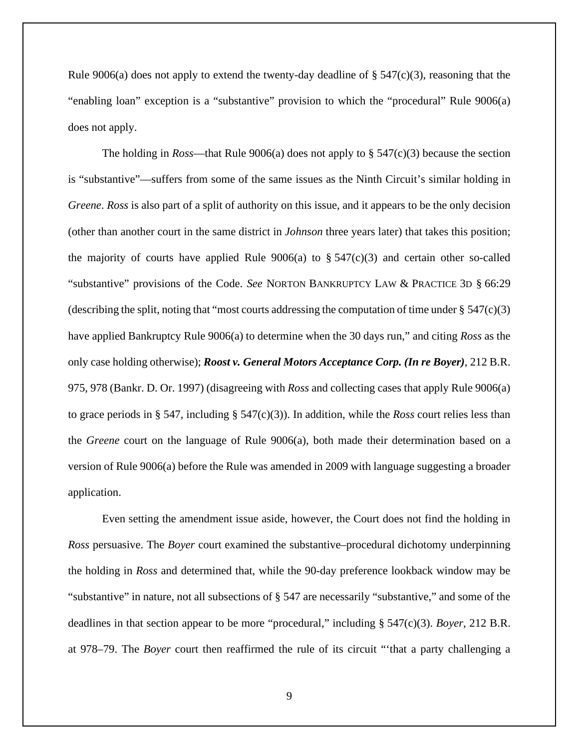Rule 9006(a) does not apply to extend the twenty-day deadline of § 547(c)(3), reasoning that the "enabling loan" exception is a "substantive" provision to which the "procedural" Rule 9006(a) does not apply.

The holding in *Ross*—that Rule 9006(a) does not apply to § 547(c)(3) because the section is "substantive"—suffers from some of the same issues as the Ninth Circuit's similar holding in *Greene*. *Ross* is also part of a split of authority on this issue, and it appears to be the only decision (other than another court in the same district in *Johnson* three years later) that takes this position; the majority of courts have applied Rule 9006(a) to § 547(c)(3) and certain other so-called "substantive" provisions of the Code. *See* NORTON BANKRUPTCY LAW & PRACTICE 3D § 66:29 (describing the split, noting that "most courts addressing the computation of time under § 547(c)(3) have applied Bankruptcy Rule 9006(a) to determine when the 30 days run," and citing *Ross* as the only case holding otherwise); ***Roost v. General Motors Acceptance Corp. (In re Boyer)***, 212 B.R. 975, 978 (Bankr. D. Or. 1997) (disagreeing with *Ross* and collecting cases that apply Rule 9006(a) to grace periods in § 547, including § 547(c)(3)). In addition, while the *Ross* court relies less than the *Greene* court on the language of Rule 9006(a), both made their determination based on a version of Rule 9006(a) before the Rule was amended in 2009 with language suggesting a broader application.

Even setting the amendment issue aside, however, the Court does not find the holding in *Ross* persuasive. The *Boyer* court examined the substantive–procedural dichotomy underpinning the holding in *Ross* and determined that, while the 90-day preference lookback window may be "substantive" in nature, not all subsections of § 547 are necessarily "substantive," and some of the deadlines in that section appear to be more "procedural," including § 547(c)(3). *Boyer*, 212 B.R. at 978–79. The *Boyer* court then reaffirmed the rule of its circuit "'that a party challenging a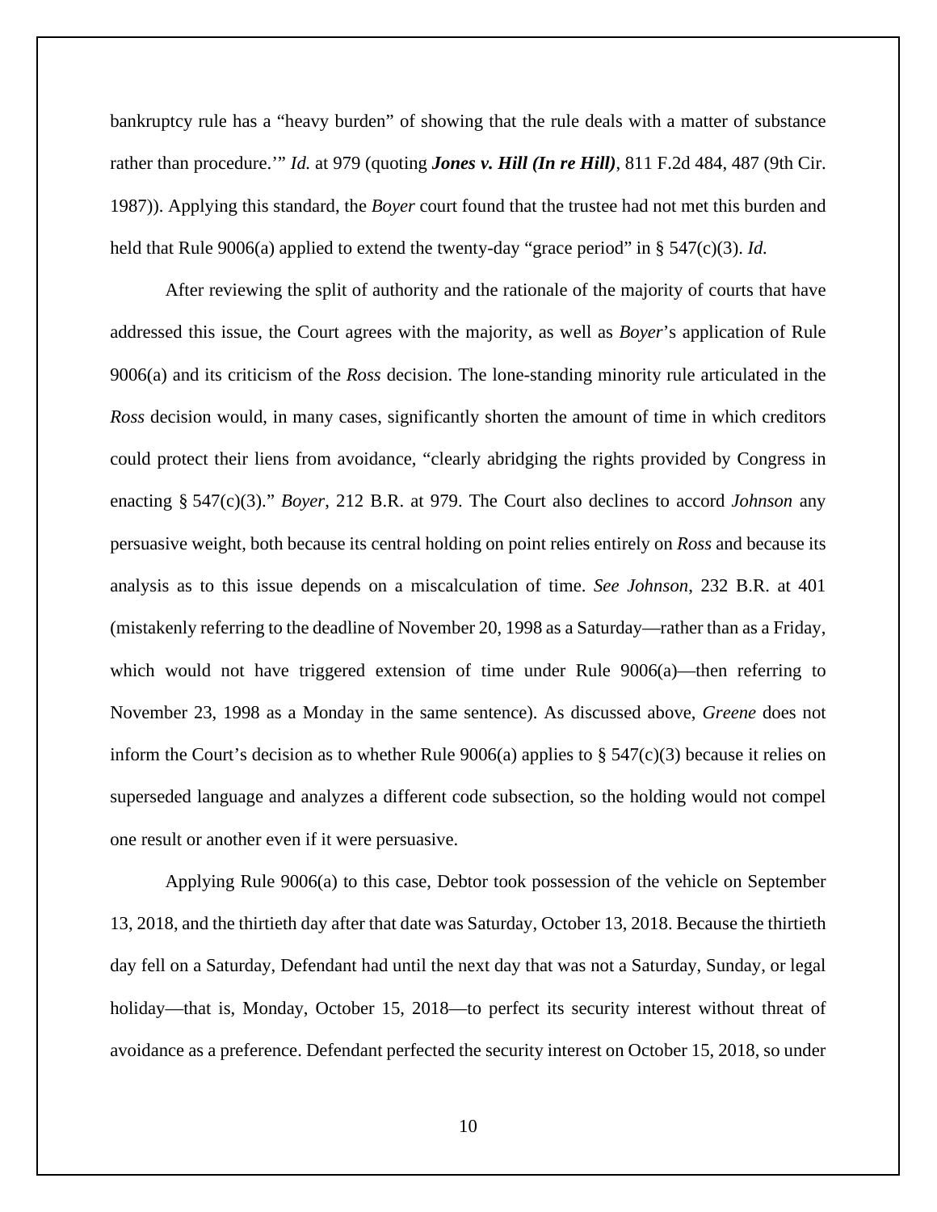bankruptcy rule has a "heavy burden" of showing that the rule deals with a matter of substance rather than procedure.'" *Id.* at 979 (quoting ***Jones v. Hill (In re Hill)***, 811 F.2d 484, 487 (9th Cir. 1987)). Applying this standard, the *Boyer* court found that the trustee had not met this burden and held that Rule 9006(a) applied to extend the twenty-day "grace period" in § 547(c)(3). *Id.*

After reviewing the split of authority and the rationale of the majority of courts that have addressed this issue, the Court agrees with the majority, as well as *Boyer*'s application of Rule 9006(a) and its criticism of the *Ross* decision. The lone-standing minority rule articulated in the *Ross* decision would, in many cases, significantly shorten the amount of time in which creditors could protect their liens from avoidance, "clearly abridging the rights provided by Congress in enacting § 547(c)(3)." *Boyer*, 212 B.R. at 979. The Court also declines to accord *Johnson* any persuasive weight, both because its central holding on point relies entirely on *Ross* and because its analysis as to this issue depends on a miscalculation of time. *See Johnson*, 232 B.R. at 401 (mistakenly referring to the deadline of November 20, 1998 as a Saturday—rather than as a Friday, which would not have triggered extension of time under Rule 9006(a)—then referring to November 23, 1998 as a Monday in the same sentence). As discussed above, *Greene* does not inform the Court's decision as to whether Rule 9006(a) applies to § 547(c)(3) because it relies on superseded language and analyzes a different code subsection, so the holding would not compel one result or another even if it were persuasive.

Applying Rule 9006(a) to this case, Debtor took possession of the vehicle on September 13, 2018, and the thirtieth day after that date was Saturday, October 13, 2018. Because the thirtieth day fell on a Saturday, Defendant had until the next day that was not a Saturday, Sunday, or legal holiday—that is, Monday, October 15, 2018—to perfect its security interest without threat of avoidance as a preference. Defendant perfected the security interest on October 15, 2018, so under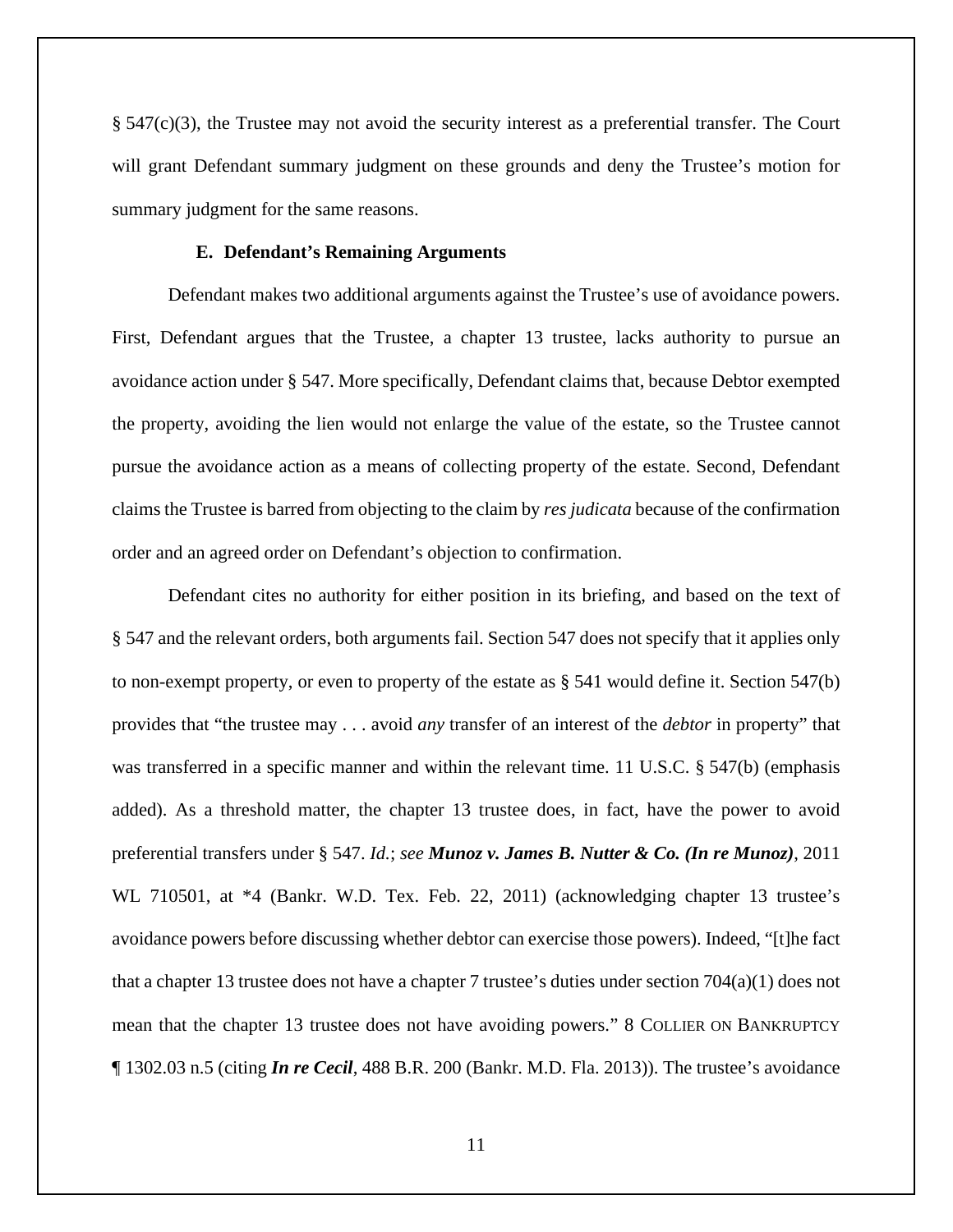§ 547(c)(3), the Trustee may not avoid the security interest as a preferential transfer. The Court will grant Defendant summary judgment on these grounds and deny the Trustee's motion for summary judgment for the same reasons.

### E. Defendant's Remaining Arguments

Defendant makes two additional arguments against the Trustee's use of avoidance powers. First, Defendant argues that the Trustee, a chapter 13 trustee, lacks authority to pursue an avoidance action under § 547. More specifically, Defendant claims that, because Debtor exempted the property, avoiding the lien would not enlarge the value of the estate, so the Trustee cannot pursue the avoidance action as a means of collecting property of the estate. Second, Defendant claims the Trustee is barred from objecting to the claim by *res judicata* because of the confirmation order and an agreed order on Defendant's objection to confirmation.

Defendant cites no authority for either position in its briefing, and based on the text of § 547 and the relevant orders, both arguments fail. Section 547 does not specify that it applies only to non-exempt property, or even to property of the estate as § 541 would define it. Section 547(b) provides that "the trustee may . . . avoid *any* transfer of an interest of the *debtor* in property" that was transferred in a specific manner and within the relevant time. 11 U.S.C. § 547(b) (emphasis added). As a threshold matter, the chapter 13 trustee does, in fact, have the power to avoid preferential transfers under § 547. *Id.*; *see* ***Munoz v. James B. Nutter & Co. (In re Munoz)***, 2011 WL 710501, at *4 (Bankr. W.D. Tex. Feb. 22, 2011) (acknowledging chapter 13 trustee's avoidance powers before discussing whether debtor can exercise those powers). Indeed, "[t]he fact that a chapter 13 trustee does not have a chapter 7 trustee's duties under section 704(a)(1) does not mean that the chapter 13 trustee does not have avoiding powers." 8 COLLIER ON BANKRUPTCY ¶ 1302.03 n.5 (citing ***In re Cecil***, 488 B.R. 200 (Bankr. M.D. Fla. 2013)). The trustee's avoidance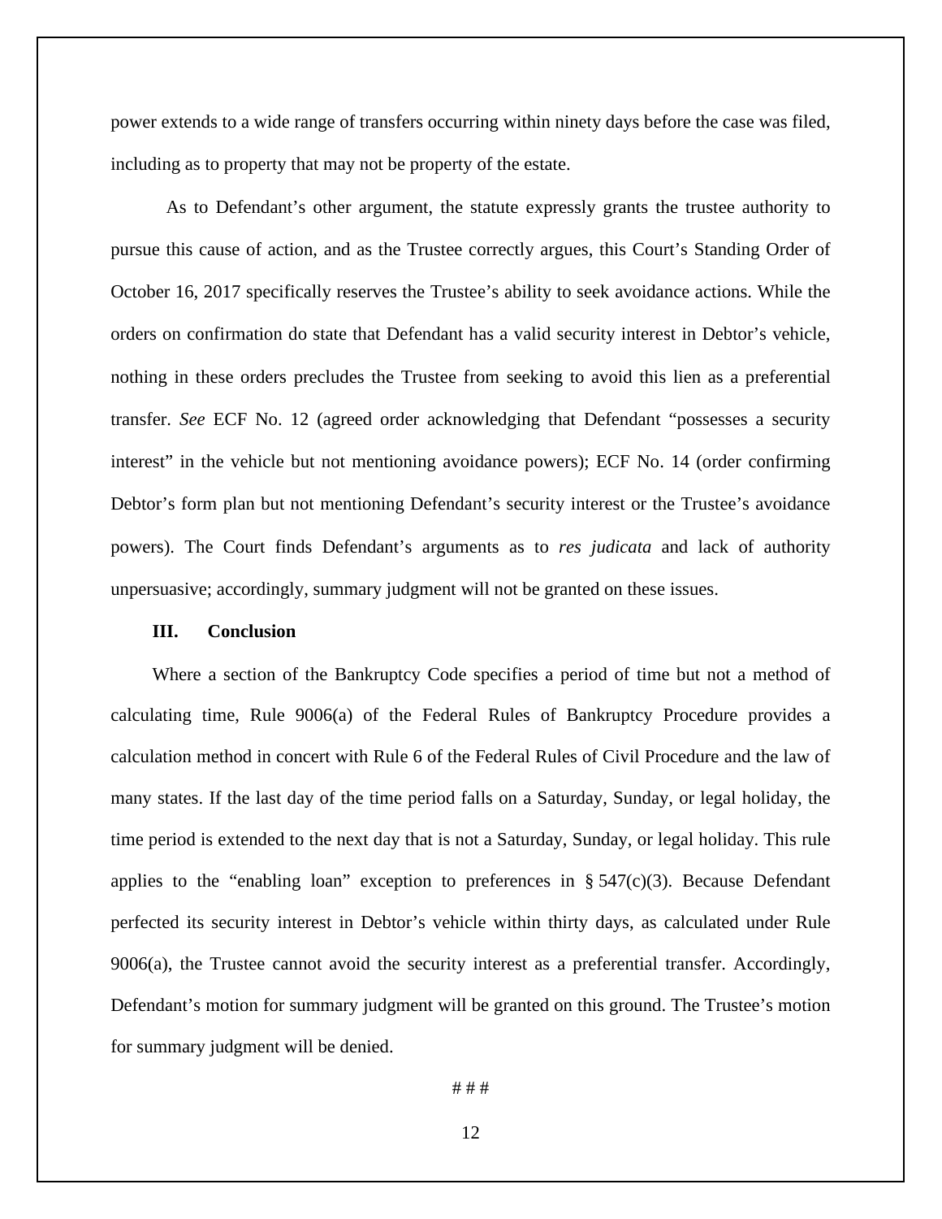power extends to a wide range of transfers occurring within ninety days before the case was filed, including as to property that may not be property of the estate.

As to Defendant's other argument, the statute expressly grants the trustee authority to pursue this cause of action, and as the Trustee correctly argues, this Court's Standing Order of October 16, 2017 specifically reserves the Trustee's ability to seek avoidance actions. While the orders on confirmation do state that Defendant has a valid security interest in Debtor's vehicle, nothing in these orders precludes the Trustee from seeking to avoid this lien as a preferential transfer. *See* ECF No. 12 (agreed order acknowledging that Defendant "possesses a security interest" in the vehicle but not mentioning avoidance powers); ECF No. 14 (order confirming Debtor's form plan but not mentioning Defendant's security interest or the Trustee's avoidance powers). The Court finds Defendant's arguments as to *res judicata* and lack of authority unpersuasive; accordingly, summary judgment will not be granted on these issues.

## III. Conclusion

Where a section of the Bankruptcy Code specifies a period of time but not a method of calculating time, Rule 9006(a) of the Federal Rules of Bankruptcy Procedure provides a calculation method in concert with Rule 6 of the Federal Rules of Civil Procedure and the law of many states. If the last day of the time period falls on a Saturday, Sunday, or legal holiday, the time period is extended to the next day that is not a Saturday, Sunday, or legal holiday. This rule applies to the "enabling loan" exception to preferences in § 547(c)(3). Because Defendant perfected its security interest in Debtor's vehicle within thirty days, as calculated under Rule 9006(a), the Trustee cannot avoid the security interest as a preferential transfer. Accordingly, Defendant's motion for summary judgment will be granted on this ground. The Trustee's motion for summary judgment will be denied.

# # #